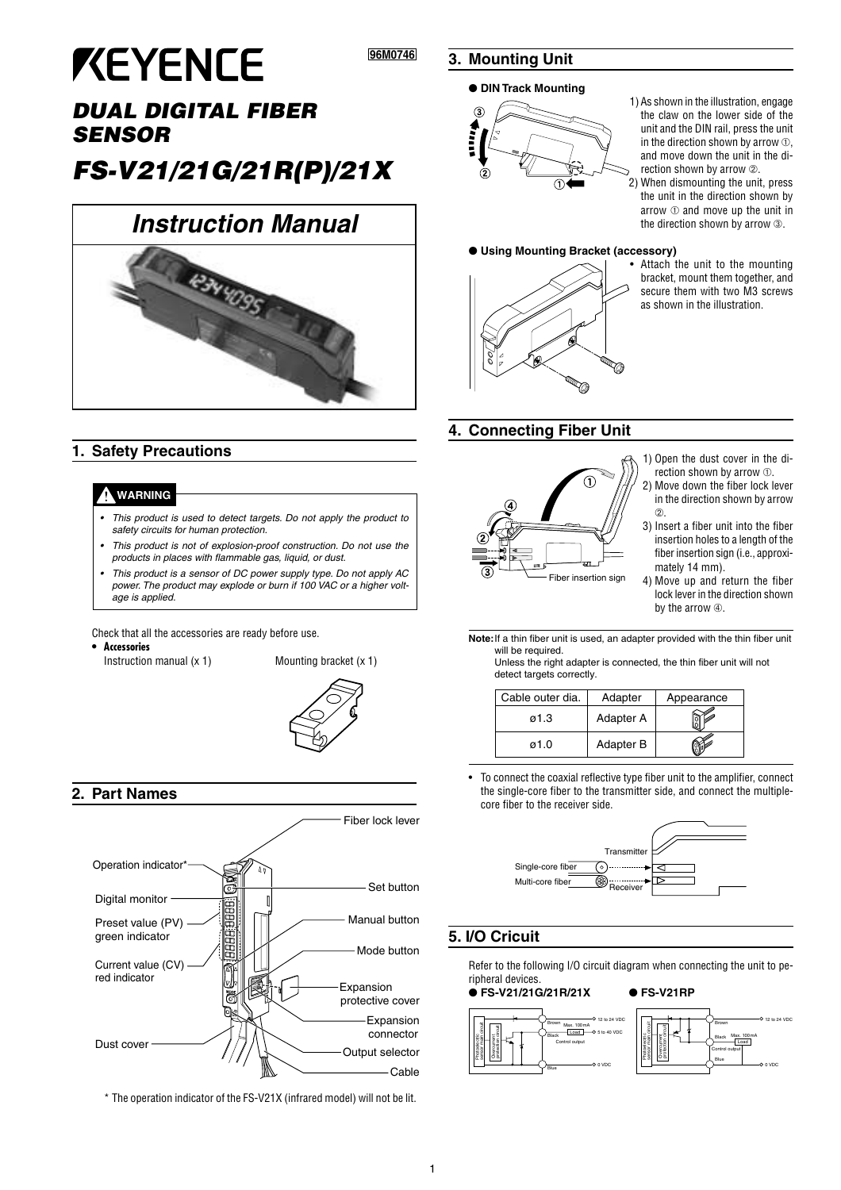# KEYENCE

96M0746

# DUAL DIGITAL FIBER SENSOR

# FS-V21/21G/21R(P)/21X

## Instruction Manual

## 1. Safety Precautions

**⚠ WARNING**

- *This product is used to detect targets. Do not apply the product to safety circuits for human protection.*
- *This product is not of explosion-proof construction. Do not use the products in places with flammable gas, liquid, or dust.*
- *This product is a sensor of DC power supply type. Do not apply AC power. The product may explode or burn if 100 VAC or a higher voltage is applied.*

Check that all the accessories are ready before use.

- **Accessories**
  Instruction manual (x 1) Mounting bracket (x 1)

## 2. Part Names

Fiber lock lever
Operation indicator*
Set button
Digital monitor
Preset value (PV) green indicator
Manual button
Mode button
Current value (CV) red indicator
Expansion protective cover
Expansion connector
Dust cover
Output selector
Cable

\* The operation indicator of the FS-V21X (infrared model) will not be lit.

## 3. Mounting Unit

● **DIN Track Mounting**

1) As shown in the illustration, engage the claw on the lower side of the unit and the DIN rail, press the unit in the direction shown by arrow ①, and move down the unit in the direction shown by arrow ②.
2) When dismounting the unit, press the unit in the direction shown by arrow ① and move up the unit in the direction shown by arrow ③.

● **Using Mounting Bracket (accessory)**

- Attach the unit to the mounting bracket, mount them together, and secure them with two M3 screws as shown in the illustration.

## 4. Connecting Fiber Unit

1) Open the dust cover in the direction shown by arrow ①.
2) Move down the fiber lock lever in the direction shown by arrow ②.
3) Insert a fiber unit into the fiber insertion holes to a length of the fiber insertion sign (i.e., approximately 14 mm).
4) Move up and return the fiber lock lever in the direction shown by the arrow ④.

Fiber insertion sign

**Note:** If a thin fiber unit is used, an adapter provided with the thin fiber unit will be required.
Unless the right adapter is connected, the thin fiber unit will not detect targets correctly.

| Cable outer dia. | Adapter | Appearance |
|---|---|---|
| ø1.3 | Adapter A | |
| ø1.0 | Adapter B | |

- To connect the coaxial reflective type fiber unit to the amplifier, connect the single-core fiber to the transmitter side, and connect the multiple-core fiber to the receiver side.

Transmitter
Single-core fiber
Multi-core fiber
Receiver

## 5. I/O Cricuit

Refer to the following I/O circuit diagram when connecting the unit to peripheral devices.

● **FS-V21/21G/21R/21X**

Brown: 12 to 24 VDC; Black: Control output, Load (Max. 100 mA), 5 to 40 VDC; Blue: 0 VDC

● **FS-V21RP**

Brown: 12 to 24 VDC; Black: Control output, Load (Max. 100 mA); Blue: 0 VDC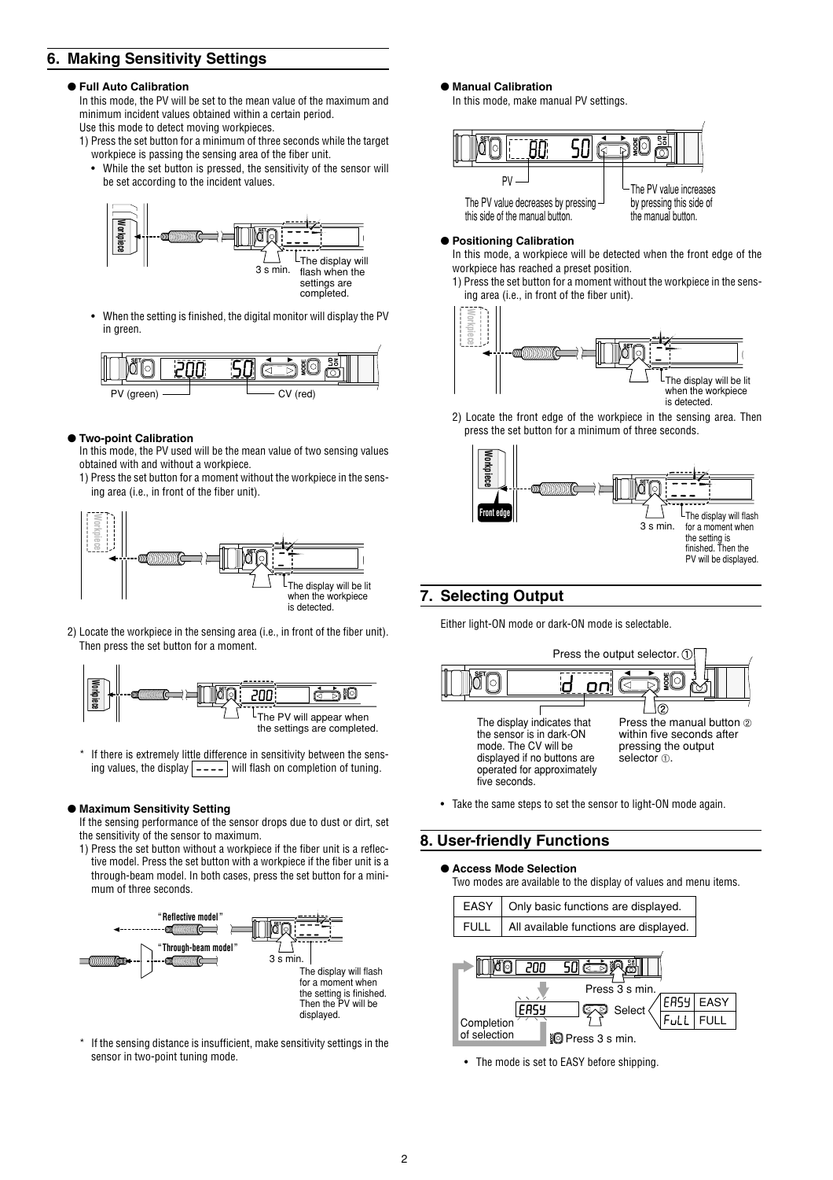## 6. Making Sensitivity Settings

● **Full Auto Calibration**

In this mode, the PV will be set to the mean value of the maximum and minimum incident values obtained within a certain period.
Use this mode to detect moving workpieces.

1) Press the set button for a minimum of three seconds while the target workpiece is passing the sensing area of the fiber unit.
   - While the set button is pressed, the sensitivity of the sensor will be set according to the incident values.

Workpiece
3 s min.
The display will flash when the settings are completed.

   - When the setting is finished, the digital monitor will display the PV in green.

PV (green)
CV (red)

● **Two-point Calibration**

In this mode, the PV used will be the mean value of two sensing values obtained with and without a workpiece.

1) Press the set button for a moment without the workpiece in the sensing area (i.e., in front of the fiber unit).

The display will be lit when the workpiece is detected.

2) Locate the workpiece in the sensing area (i.e., in front of the fiber unit). Then press the set button for a moment.

The PV will appear when the settings are completed.

\* If there is extremely little difference in sensitivity between the sensing values, the display ---- will flash on completion of tuning.

● **Maximum Sensitivity Setting**

If the sensing performance of the sensor drops due to dust or dirt, set the sensitivity of the sensor to maximum.

1) Press the set button without a workpiece if the fiber unit is a reflective model. Press the set button with a workpiece if the fiber unit is a through-beam model. In both cases, press the set button for a minimum of three seconds.

"Reflective model"
"Through-beam model"
3 s min.
The display will flash for a moment when the setting is finished. Then the PV will be displayed.

\* If the sensing distance is insufficient, make sensitivity settings in the sensor in two-point tuning mode.

● **Manual Calibration**

In this mode, make manual PV settings.

PV
The PV value decreases by pressing this side of the manual button.
The PV value increases by pressing this side of the manual button.

● **Positioning Calibration**

In this mode, a workpiece will be detected when the front edge of the workpiece has reached a preset position.

1) Press the set button for a moment without the workpiece in the sensing area (i.e., in front of the fiber unit).

The display will be lit when the workpiece is detected.

2) Locate the front edge of the workpiece in the sensing area. Then press the set button for a minimum of three seconds.

Front edge
3 s min.
The display will flash for a moment when the setting is finished. Then the PV will be displayed.

## 7. Selecting Output

Either light-ON mode or dark-ON mode is selectable.

Press the output selector. ①

The display indicates that the sensor is in dark-ON mode. The CV will be displayed if no buttons are operated for approximately five seconds.

Press the manual button ② within five seconds after pressing the output selector ①.

- Take the same steps to set the sensor to light-ON mode again.

## 8. User-friendly Functions

● **Access Mode Selection**

Two modes are available to the display of values and menu items.

| EASY | Only basic functions are displayed. |
|---|---|
| FULL | All available functions are displayed. |

Press 3 s min.
Select: EASY / FULL
Completion of selection
Press 3 s min.

- The mode is set to EASY before shipping.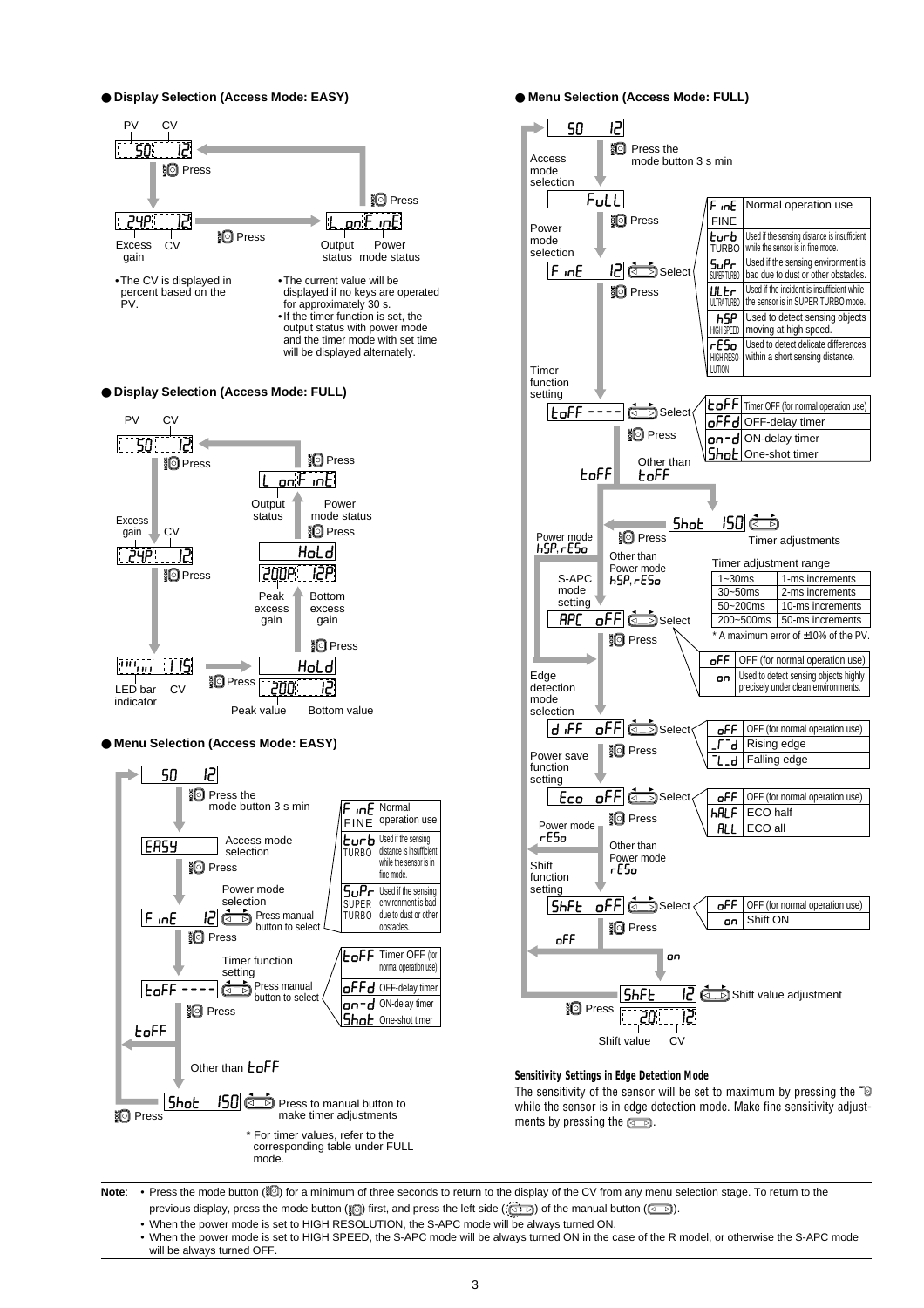## ● Display Selection (Access Mode: EASY)

PV CV

50 12

Press

24P 12 — Excess gain, CV

Press

L on F inE — Output status, Power mode status

Press

- The CV is displayed in percent based on the PV.
- The current value will be displayed if no keys are operated for approximately 30 s.
- If the timer function is set, the output status with power mode and the timer mode with set time will be displayed alternately.

## ● Display Selection (Access Mode: FULL)

PV CV

50 12

Press

24P 12 — Excess gain, CV

Press

200P 12P — Peak excess gain, Bottom excess gain

Press

HoLd

Press

200 12 — Peak value, Bottom value

Press

HoLd

LED bar indicator, CV (115)

Press

L on F inE — Output status, Power mode status

Press

## ● Menu Selection (Access Mode: EASY)

50 12

Press the mode button 3 s min

EASY — Access mode selection

Press

F inE 12 — Power mode selection (Press manual button to select)

| | |
|---|---|
| F inE FINE | Normal operation use |
| turb TURBO | Used if the sensing distance is insufficient while the sensor is in fine mode. |
| SuPr SUPER TURBO | Used if the sensing environment is bad due to dust or other obstacles. |

Press

toFF ---- — Timer function setting (Press manual button to select)

| | |
|---|---|
| toFF | Timer OFF (for normal operation use) |
| oFFd | OFF-delay timer |
| on-d | ON-delay timer |
| Shot | One-shot timer |

Press

toFF

Other than toFF

Shot 150 — Press to manual button to make timer adjustments

Press

\* For timer values, refer to the corresponding table under FULL mode.

## ● Menu Selection (Access Mode: FULL)

50 12

Press the mode button 3 s min

Access mode selection

FuLL

Press

Power mode selection

F inE 12 — Select

| | |
|---|---|
| F inE FINE | Normal operation use |
| turb TURBO | Used if the sensing distance is insufficient while the sensor is in fine mode. |
| SuPr SUPER TURBO | Used if the sensing environment is bad due to dust or other obstacles. |
| ULtr ULTRA TURBO | Used if the incident is insufficient while the sensor is in SUPER TURBO mode. |
| hSP HIGH SPEED | Used to detect sensing objects moving at high speed. |
| rESo HIGH RESOLUTION | Used to detect delicate differences within a short sensing distance. |

Press

Timer function setting

toFF ---- — Select

| | |
|---|---|
| toFF | Timer OFF (for normal operation use) |
| oFFd | OFF-delay timer |
| on-d | ON-delay timer |
| Shot | One-shot timer |

Press

toFF / Other than toFF

Shot 150 — Timer adjustments

Press

Timer adjustment range

| | |
|---|---|
| 1~30ms | 1-ms increments |
| 30~50ms | 2-ms increments |
| 50~200ms | 10-ms increments |
| 200~500ms | 50-ms increments |

\* A maximum error of ±10% of the PV.

Power mode hSP, rESo / Other than Power mode hSP, rESo

S-APC mode setting

APC oFF — Select

| | |
|---|---|
| oFF | OFF (for normal operation use) |
| on | Used to detect sensing objects highly precisely under clean environments. |

Press

Edge detection mode selection

d iFF oFF — Select

| | |
|---|---|
| oFF | OFF (for normal operation use) |
| _┌¯d | Rising edge |
| ¯┐_d | Falling edge |

Press

Power save function setting

Eco oFF — Select

| | |
|---|---|
| oFF | OFF (for normal operation use) |
| hALF | ECO half |
| ALL | ECO all |

Press

Power mode rESo / Other than Power mode rESo

Shift function setting

ShFt oFF — Select

| | |
|---|---|
| oFF | OFF (for normal operation use) |
| on | Shift ON |

Press

oFF / on

ShFt 12 — Shift value adjustment

Press

20 12 — Shift value, CV

### Sensitivity Settings in Edge Detection Mode

The sensitivity of the sensor will be set to maximum by pressing the mode button while the sensor is in edge detection mode. Make fine sensitivity adjustments by pressing the manual button.

**Note**:
- Press the mode button for a minimum of three seconds to return to the display of the CV from any menu selection stage. To return to the previous display, press the mode button first, and press the left side of the manual button.
- When the power mode is set to HIGH RESOLUTION, the S-APC mode will be always turned ON.
- When the power mode is set to HIGH SPEED, the S-APC mode will be always turned ON in the case of the R model, or otherwise the S-APC mode will be always turned OFF.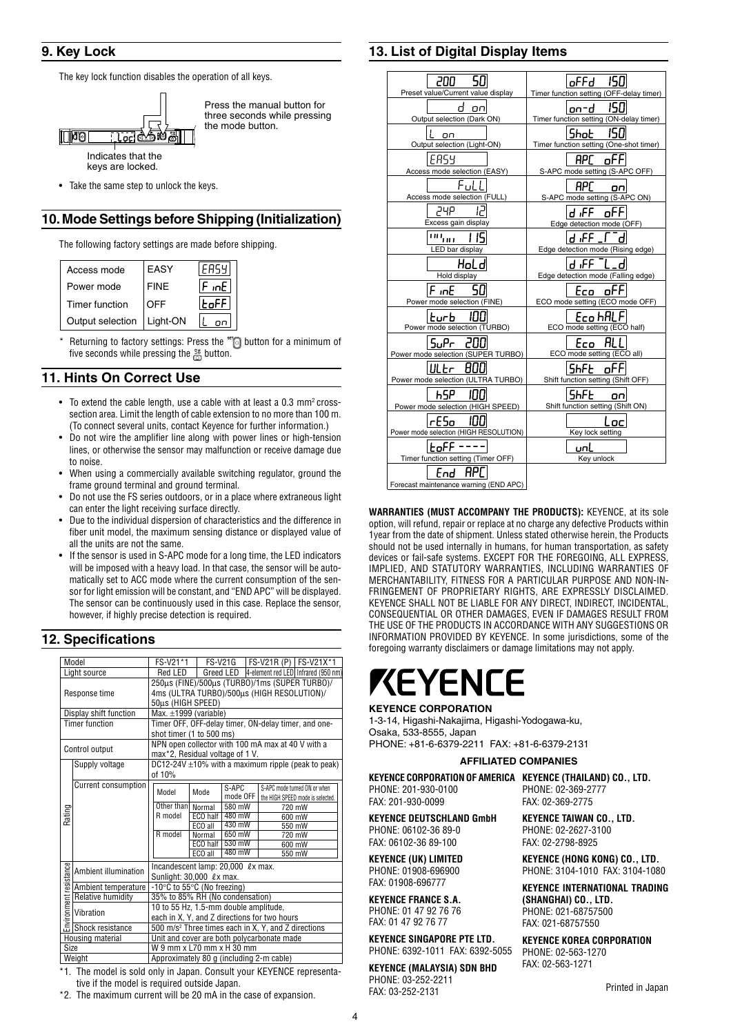## 9. Key Lock

The key lock function disables the operation of all keys.

Press the manual button for three seconds while pressing the mode button.

Indicates that the keys are locked.

- Take the same step to unlock the keys.

## 10. Mode Settings before Shipping (Initialization)

The following factory settings are made before shipping.

| | | |
|---|---|---|
| Access mode | EASY | EASY |
| Power mode | FINE | F inE |
| Timer function | OFF | toFF |
| Output selection | Light-ON | L on |

\* Returning to factory settings: Press the SET button for a minimum of five seconds while pressing the MODE button.

## 11. Hints On Correct Use

- To extend the cable length, use a cable with at least a 0.3 mm² cross-section area. Limit the length of cable extension to no more than 100 m. (To connect several units, contact Keyence for further information.)
- Do not wire the amplifier line along with power lines or high-tension lines, or otherwise the sensor may malfunction or receive damage due to noise.
- When using a commercially available switching regulator, ground the frame ground terminal and ground terminal.
- Do not use the FS series outdoors, or in a place where extraneous light can enter the light receiving surface directly.
- Due to the individual dispersion of characteristics and the difference in fiber unit model, the maximum sensing distance or displayed value of all the units are not the same.
- If the sensor is used in S-APC mode for a long time, the LED indicators will be imposed with a heavy load. In that case, the sensor will be automatically set to ACC mode where the current consumption of the sensor for light emission will be constant, and "END APC" will be displayed. The sensor can be continuously used in this case. Replace the sensor, however, if highly precise detection is required.

## 12. Specifications

| Model | | FS-V21*1 | FS-V21G | FS-V21R (P) | FS-V21X*1 |
|---|---|---|---|---|---|
| Light source | | Red LED | Greed LED | 4-element red LED | Infrared (950 nm) |
| Response time | | 250µs (FINE)/500µs (TURBO)/1ms (SUPER TURBO)/ 4ms (ULTRA TURBO)/500µs (HIGH RESOLUTION)/ 50µs (HIGH SPEED) | | | |
| Display shift function | | Max. ±1999 (variable) | | | |
| Timer function | | Timer OFF, OFF-delay timer, ON-delay timer, and one-shot timer (1 to 500 ms) | | | |
| Control output | | NPN open collector with 100 mA max at 40 V with a max*2, Residual voltage of 1 V. | | | |
| Rating | Supply voltage | DC12-24V ±10% with a maximum ripple (peak to peak) of 10% | | | |
| | Current consumption | Model / Mode / S-APC mode OFF / S-APC mode turned ON or when the HIGH SPEED mode is selected. | | | |
| | | Other than R model / Normal / 580 mW / 720 mW | | | |
| | | ECO half / 480 mW / 600 mW | | | |
| | | ECO all / 430 mW / 550 mW | | | |
| | | R model / Normal / 650 mW / 720 mW | | | |
| | | ECO half / 530 mW / 600 mW | | | |
| | | ECO all / 480 mW / 550 mW | | | |
| Environment resistance | Ambient illumination | Incandescent lamp: 20,000 ℓx max. Sunlight: 30,000 ℓx max. | | | |
| | Ambient temperature | -10°C to 55°C (No freezing) | | | |
| | Relative humidity | 35% to 85% RH (No condensation) | | | |
| | Vibration | 10 to 55 Hz, 1.5-mm double amplitude, each in X, Y, and Z directions for two hours | | | |
| | Shock resistance | 500 m/s² Three times each in X, Y, and Z directions | | | |
| Housing material | | Unit and cover are both polycarbonate made | | | |
| Size | | W 9 mm x L70 mm x H 30 mm | | | |
| Weight | | Approximately 80 g (including 2-m cable) | | | |

\*1. The model is sold only in Japan. Consult your KEYENCE representative if the model is required outside Japan.

\*2. The maximum current will be 20 mA in the case of expansion.

## 13. List of Digital Display Items

| Display | Description | Display | Description |
|---|---|---|---|
| 200 50 | Preset value/Current value display | oFFd 150 | Timer function setting (OFF-delay timer) |
| d on | Output selection (Dark ON) | on-d 150 | Timer function setting (ON-delay timer) |
| L on | Output selection (Light-ON) | Shot 150 | Timer function setting (One-shot timer) |
| EASY | Access mode selection (EASY) | APC oFF | S-APC mode setting (S-APC OFF) |
| FuLL | Access mode selection (FULL) | APC on | S-APC mode setting (S-APC ON) |
| 24P 12 | Excess gain display | d iFF oFF | Edge detection mode (OFF) |
| 115 | LED bar display | d iFF _Γ‾d | Edge detection mode (Rising edge) |
| HoLd | Hold display | d iFF ‾L_d | Edge detection mode (Falling edge) |
| F inE 50 | Power mode selection (FINE) | Eco oFF | ECO mode setting (ECO mode OFF) |
| turb 100 | Power mode selection (TURBO) | Eco hALF | ECO mode setting (ECO half) |
| SuPr 200 | Power mode selection (SUPER TURBO) | Eco ALL | ECO mode setting (ECO all) |
| ULtr 800 | Power mode selection (ULTRA TURBO) | ShFt oFF | Shift function setting (Shift OFF) |
| hSP 100 | Power mode selection (HIGH SPEED) | ShFt on | Shift function setting (Shift ON) |
| rESo 100 | Power mode selection (HIGH RESOLUTION) | Loc | Key lock setting |
| toFF ---- | Timer function setting (Timer OFF) | unL | Key unlock |
| End APC | Forecast maintenance warning (END APC) | | |

**WARRANTIES (MUST ACCOMPANY THE PRODUCTS):** KEYENCE, at its sole option, will refund, repair or replace at no charge any defective Products within 1year from the date of shipment. Unless stated otherwise herein, the Products should not be used internally in humans, for human transportation, as safety devices or fail-safe systems. EXCEPT FOR THE FOREGOING, ALL EXPRESS, IMPLIED, AND STATUTORY WARRANTIES, INCLUDING WARRANTIES OF MERCHANTABILITY, FITNESS FOR A PARTICULAR PURPOSE AND NON-INFRINGEMENT OF PROPRIETARY RIGHTS, ARE EXPRESSLY DISCLAIMED. KEYENCE SHALL NOT BE LIABLE FOR ANY DIRECT, INDIRECT, INCIDENTAL, CONSEQUENTIAL OR OTHER DAMAGES, EVEN IF DAMAGES RESULT FROM THE USE OF THE PRODUCTS IN ACCORDANCE WITH ANY SUGGESTIONS OR INFORMATION PROVIDED BY KEYENCE. In some jurisdictions, some of the foregoing warranty disclaimers or damage limitations may not apply.

# KEYENCE

**KEYENCE CORPORATION**
1-3-14, Higashi-Nakajima, Higashi-Yodogawa-ku, Osaka, 533-8555, Japan
PHONE: +81-6-6379-2211 FAX: +81-6-6379-2131

**AFFILIATED COMPANIES**

**KEYENCE CORPORATION OF AMERICA**
PHONE: 201-930-0100
FAX: 201-930-0099

**KEYENCE DEUTSCHLAND GmbH**
PHONE: 06102-36 89-0
FAX: 06102-36 89-100

**KEYENCE (UK) LIMITED**
PHONE: 01908-696900
FAX: 01908-696777

**KEYENCE FRANCE S.A.**
PHONE: 01 47 92 76 76
FAX: 01 47 92 76 77

**KEYENCE SINGAPORE PTE LTD.**
PHONE: 6392-1011 FAX: 6392-5055

**KEYENCE (MALAYSIA) SDN BHD**
PHONE: 03-252-2211
FAX: 03-252-2131

**KEYENCE (THAILAND) CO., LTD.**
PHONE: 02-369-2777
FAX: 02-369-2775

**KEYENCE TAIWAN CO., LTD.**
PHONE: 02-2627-3100
FAX: 02-2798-8925

**KEYENCE (HONG KONG) CO., LTD.**
PHONE: 3104-1010 FAX: 3104-1080

**KEYENCE INTERNATIONAL TRADING (SHANGHAI) CO., LTD.**
PHONE: 021-68757500
FAX: 021-68757550

**KEYENCE KOREA CORPORATION**
PHONE: 02-563-1270
FAX: 02-563-1271

Printed in Japan